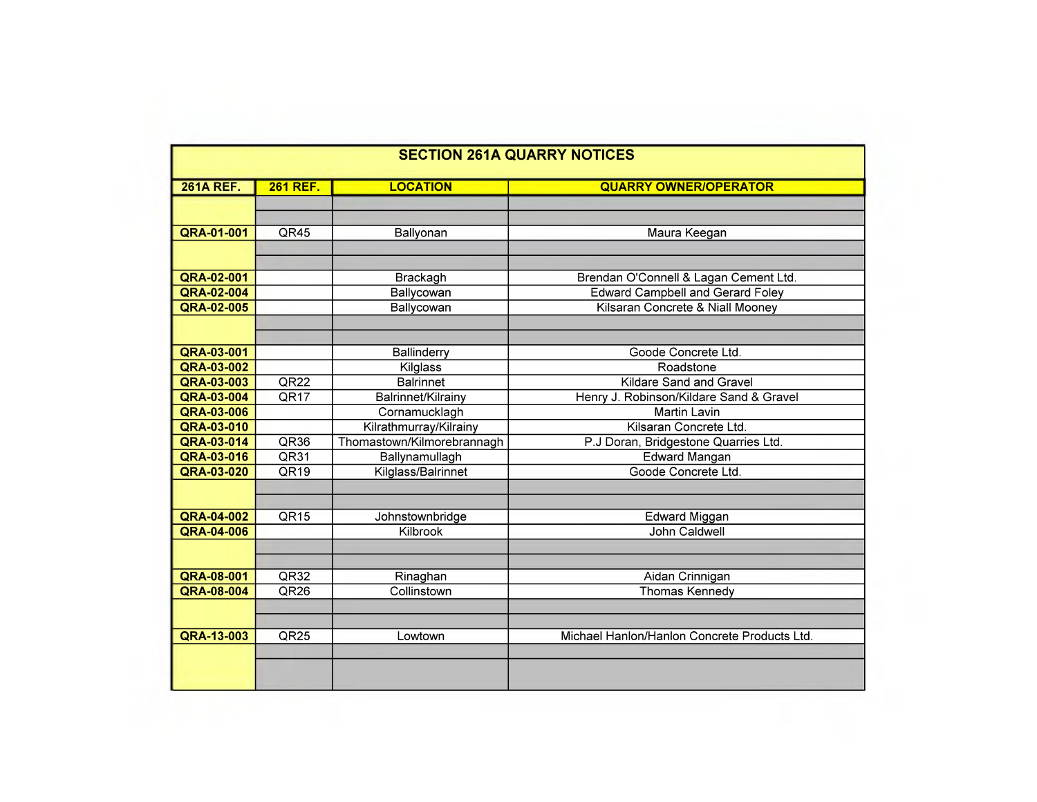# SECTION 261A QUARRY NOTICES

| 261A REF. | 261 REF. | LOCATION | QUARRY OWNER/OPERATOR |
|---|---|---|---|
| QRA-01-001 | QR45 | Ballyonan | Maura Keegan |
| QRA-02-001 | | Brackagh | Brendan O'Connell & Lagan Cement Ltd. |
| QRA-02-004 | | Ballycowan | Edward Campbell and Gerard Foley |
| QRA-02-005 | | Ballycowan | Kilsaran Concrete & Niall Mooney |
| QRA-03-001 | | Ballinderry | Goode Concrete Ltd. |
| QRA-03-002 | | Kilglass | Roadstone |
| QRA-03-003 | QR22 | Balrinnet | Kildare Sand and Gravel |
| QRA-03-004 | QR17 | Balrinnet/Kilrainy | Henry J. Robinson/Kildare Sand & Gravel |
| QRA-03-006 | | Cornamucklagh | Martin Lavin |
| QRA-03-010 | | Kilrathmurray/Kilrainy | Kilsaran Concrete Ltd. |
| QRA-03-014 | QR36 | Thomastown/Kilmorebrannagh | P.J Doran, Bridgestone Quarries Ltd. |
| QRA-03-016 | QR31 | Ballynamullagh | Edward Mangan |
| QRA-03-020 | QR19 | Kilglass/Balrinnet | Goode Concrete Ltd. |
| QRA-04-002 | QR15 | Johnstownbridge | Edward Miggan |
| QRA-04-006 | | Kilbrook | John Caldwell |
| QRA-08-001 | QR32 | Rinaghan | Aidan Crinnigan |
| QRA-08-004 | QR26 | Collinstown | Thomas Kennedy |
| QRA-13-003 | QR25 | Lowtown | Michael Hanlon/Hanlon Concrete Products Ltd. |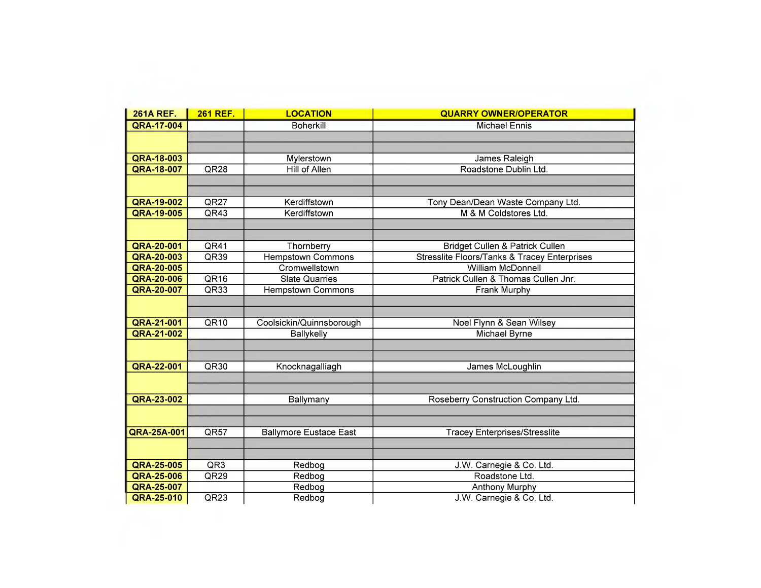| 261A REF. | 261 REF. | LOCATION | QUARRY OWNER/OPERATOR |
| --- | --- | --- | --- |
| QRA-17-004 | | Boherkill | Michael Ennis |
| | | | |
| | | | |
| QRA-18-003 | | Mylerstown | James Raleigh |
| QRA-18-007 | QR28 | Hill of Allen | Roadstone Dublin Ltd. |
| | | | |
| | | | |
| QRA-19-002 | QR27 | Kerdiffstown | Tony Dean/Dean Waste Company Ltd. |
| QRA-19-005 | QR43 | Kerdiffstown | M & M Coldstores Ltd. |
| | | | |
| | | | |
| QRA-20-001 | QR41 | Thornberry | Bridget Cullen & Patrick Cullen |
| QRA-20-003 | QR39 | Hempstown Commons | Stresslite Floors/Tanks & Tracey Enterprises |
| QRA-20-005 | | Cromwellstown | William McDonnell |
| QRA-20-006 | QR16 | Slate Quarries | Patrick Cullen & Thomas Cullen Jnr. |
| QRA-20-007 | QR33 | Hempstown Commons | Frank Murphy |
| | | | |
| | | | |
| QRA-21-001 | QR10 | Coolsickin/Quinnsborough | Noel Flynn & Sean Wilsey |
| QRA-21-002 | | Ballykelly | Michael Byrne |
| | | | |
| | | | |
| QRA-22-001 | QR30 | Knocknagalliagh | James McLoughlin |
| | | | |
| | | | |
| QRA-23-002 | | Ballymany | Roseberry Construction Company Ltd. |
| | | | |
| | | | |
| QRA-25A-001 | QR57 | Ballymore Eustace East | Tracey Enterprises/Stresslite |
| | | | |
| | | | |
| QRA-25-005 | QR3 | Redbog | J.W. Carnegie & Co. Ltd. |
| QRA-25-006 | QR29 | Redbog | Roadstone Ltd. |
| QRA-25-007 | | Redbog | Anthony Murphy |
| QRA-25-010 | QR23 | Redbog | J.W. Carnegie & Co. Ltd. |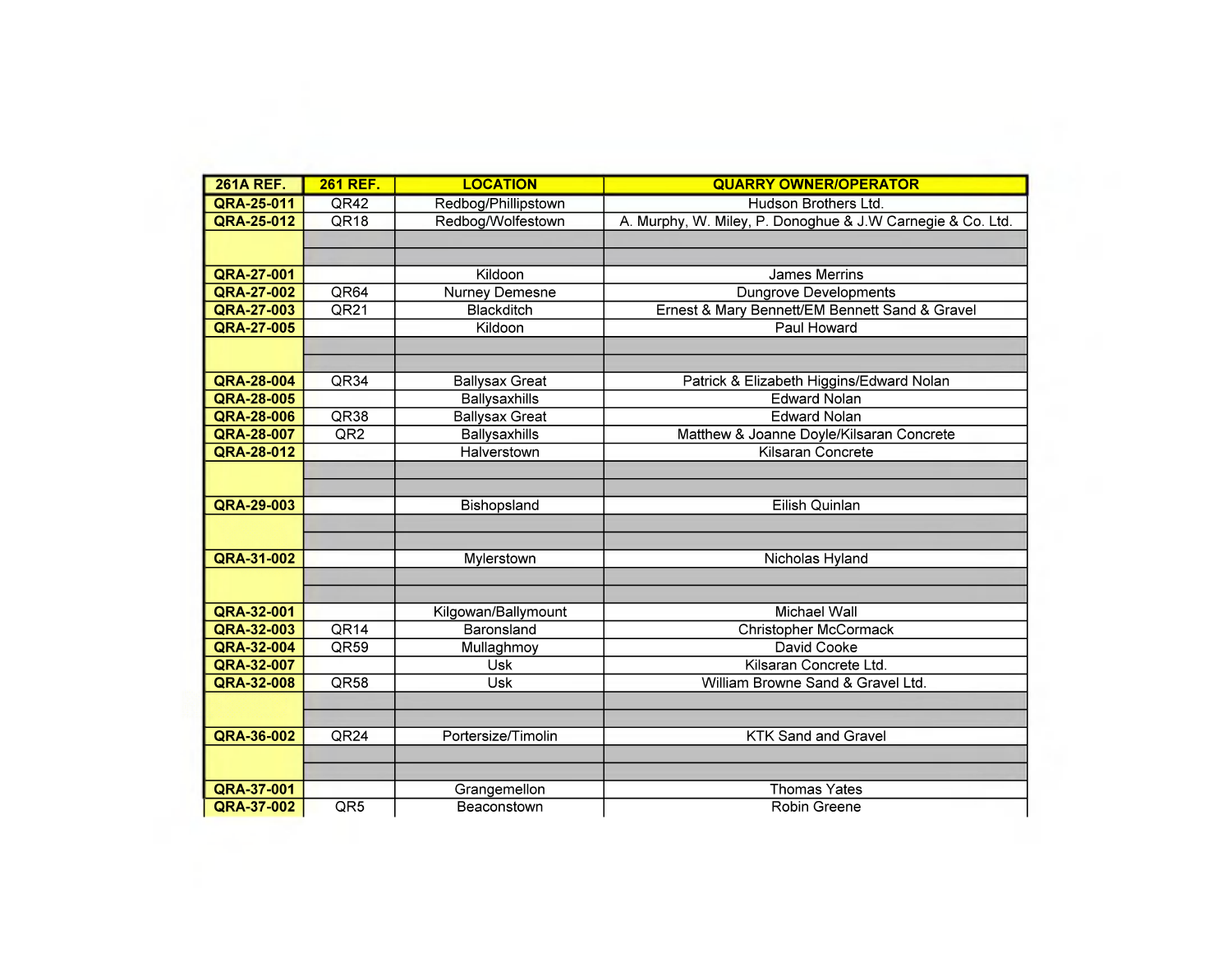| 261A REF. | 261 REF. | LOCATION | QUARRY OWNER/OPERATOR |
|---|---|---|---|
| QRA-25-011 | QR42 | Redbog/Phillipstown | Hudson Brothers Ltd. |
| QRA-25-012 | QR18 | Redbog/Wolfestown | A. Murphy, W. Miley, P. Donoghue & J.W Carnegie & Co. Ltd. |
| | | | |
| | | | |
| QRA-27-001 | | Kildoon | James Merrins |
| QRA-27-002 | QR64 | Nurney Demesne | Dungrove Developments |
| QRA-27-003 | QR21 | Blackditch | Ernest & Mary Bennett/EM Bennett Sand & Gravel |
| QRA-27-005 | | Kildoon | Paul Howard |
| | | | |
| | | | |
| QRA-28-004 | QR34 | Ballysax Great | Patrick & Elizabeth Higgins/Edward Nolan |
| QRA-28-005 | | Ballysaxhills | Edward Nolan |
| QRA-28-006 | QR38 | Ballysax Great | Edward Nolan |
| QRA-28-007 | QR2 | Ballysaxhills | Matthew & Joanne Doyle/Kilsaran Concrete |
| QRA-28-012 | | Halverstown | Kilsaran Concrete |
| | | | |
| | | | |
| QRA-29-003 | | Bishopsland | Eilish Quinlan |
| | | | |
| | | | |
| QRA-31-002 | | Mylerstown | Nicholas Hyland |
| | | | |
| | | | |
| QRA-32-001 | | Kilgowan/Ballymount | Michael Wall |
| QRA-32-003 | QR14 | Baronsland | Christopher McCormack |
| QRA-32-004 | QR59 | Mullaghmoy | David Cooke |
| QRA-32-007 | | Usk | Kilsaran Concrete Ltd. |
| QRA-32-008 | QR58 | Usk | William Browne Sand & Gravel Ltd. |
| | | | |
| | | | |
| QRA-36-002 | QR24 | Portersize/Timolin | KTK Sand and Gravel |
| | | | |
| | | | |
| QRA-37-001 | | Grangemellon | Thomas Yates |
| QRA-37-002 | QR5 | Beaconstown | Robin Greene |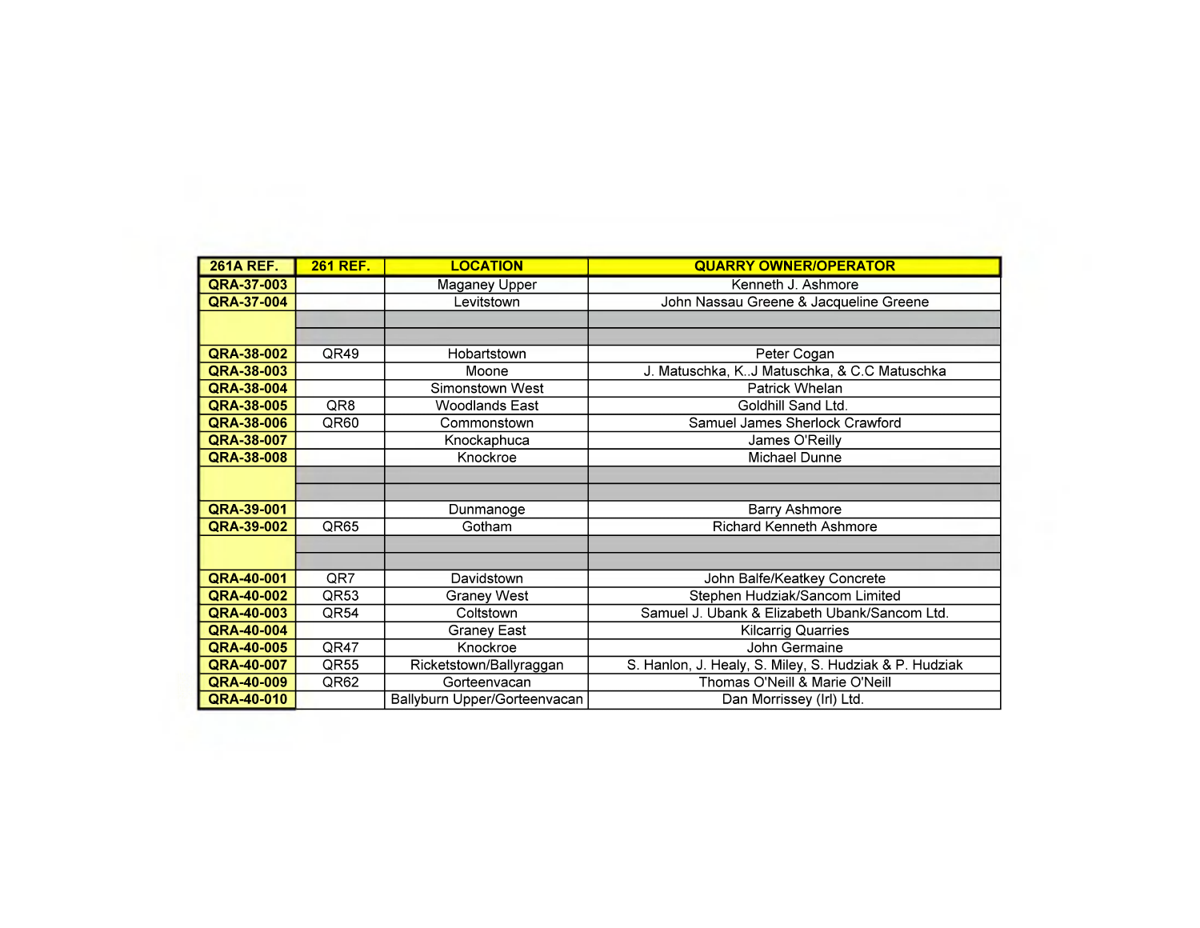| 261A REF. | 261 REF. | LOCATION | QUARRY OWNER/OPERATOR |
|---|---|---|---|
| QRA-37-003 | | Maganey Upper | Kenneth J. Ashmore |
| QRA-37-004 | | Levitstown | John Nassau Greene & Jacqueline Greene |
| | | | |
| | | | |
| QRA-38-002 | QR49 | Hobartstown | Peter Cogan |
| QRA-38-003 | | Moone | J. Matuschka, K..J Matuschka, & C.C Matuschka |
| QRA-38-004 | | Simonstown West | Patrick Whelan |
| QRA-38-005 | QR8 | Woodlands East | Goldhill Sand Ltd. |
| QRA-38-006 | QR60 | Commonstown | Samuel James Sherlock Crawford |
| QRA-38-007 | | Knockaphuca | James O'Reilly |
| QRA-38-008 | | Knockroe | Michael Dunne |
| | | | |
| | | | |
| QRA-39-001 | | Dunmanoge | Barry Ashmore |
| QRA-39-002 | QR65 | Gotham | Richard Kenneth Ashmore |
| | | | |
| | | | |
| QRA-40-001 | QR7 | Davidstown | John Balfe/Keatkey Concrete |
| QRA-40-002 | QR53 | Graney West | Stephen Hudziak/Sancom Limited |
| QRA-40-003 | QR54 | Coltstown | Samuel J. Ubank & Elizabeth Ubank/Sancom Ltd. |
| QRA-40-004 | | Graney East | Kilcarrig Quarries |
| QRA-40-005 | QR47 | Knockroe | John Germaine |
| QRA-40-007 | QR55 | Ricketstown/Ballyraggan | S. Hanlon, J. Healy, S. Miley, S. Hudziak & P. Hudziak |
| QRA-40-009 | QR62 | Gorteenvacan | Thomas O'Neill & Marie O'Neill |
| QRA-40-010 | | Ballyburn Upper/Gorteenvacan | Dan Morrissey (Irl) Ltd. |